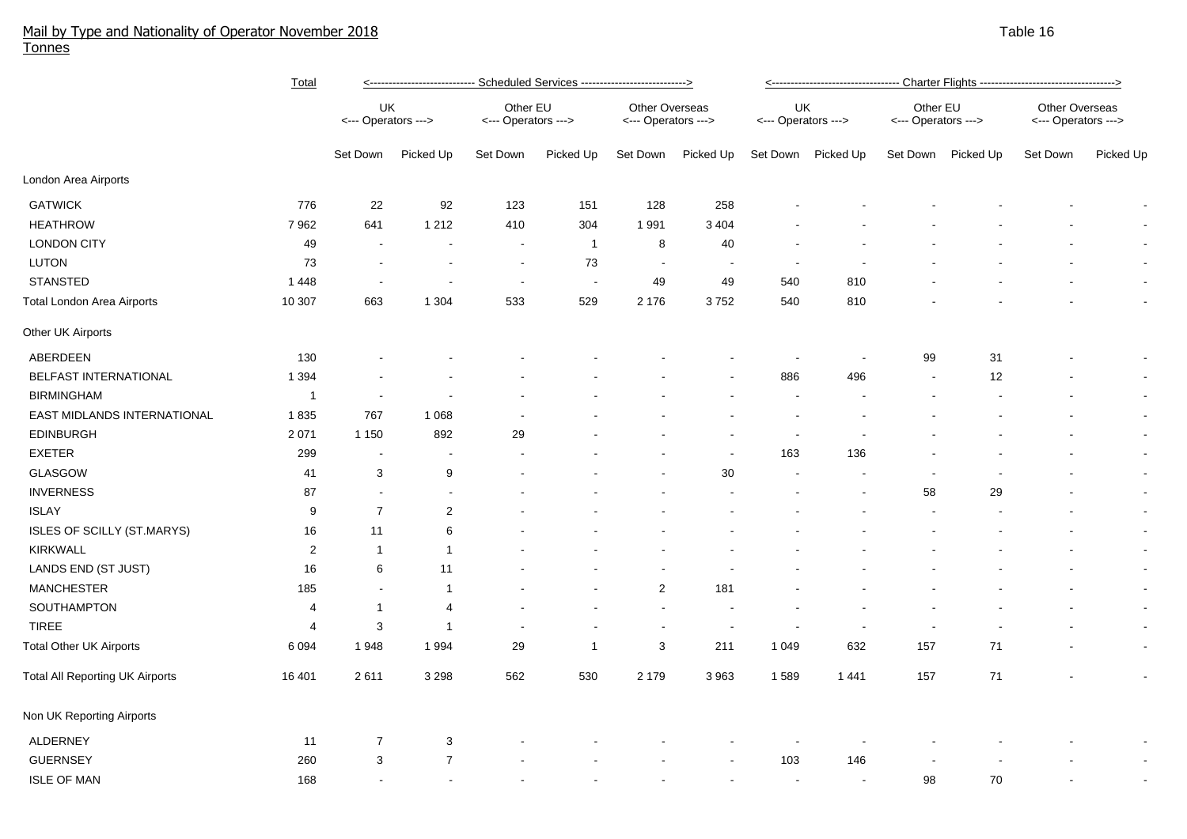## Mail by Type and Nationality of Operator November 2018

Tonnes

Table 16

| | Total | Scheduled Services | | | | | | Charter Flights | | | | | |
|---|---|---|---|---|---|---|---|---|---|---|---|---|---|
| | | UK <--- Operators ---> | | Other EU <--- Operators ---> | | Other Overseas <--- Operators ---> | | UK <--- Operators ---> | | Other EU <--- Operators ---> | | Other Overseas <--- Operators ---> | |
| | | Set Down | Picked Up | Set Down | Picked Up | Set Down | Picked Up | Set Down | Picked Up | Set Down | Picked Up | Set Down | Picked Up |
| London Area Airports | | | | | | | | | | | | | |
| GATWICK | 776 | 22 | 92 | 123 | 151 | 128 | 258 | - | - | - | - | - | - |
| HEATHROW | 7 962 | 641 | 1 212 | 410 | 304 | 1 991 | 3 404 | - | - | - | - | - | - |
| LONDON CITY | 49 | - | - | - | 1 | 8 | 40 | - | - | - | - | - | - |
| LUTON | 73 | - | - | - | 73 | - | - | - | - | - | - | - | - |
| STANSTED | 1 448 | - | - | - | - | 49 | 49 | 540 | 810 | - | - | - | - |
| Total London Area Airports | 10 307 | 663 | 1 304 | 533 | 529 | 2 176 | 3 752 | 540 | 810 | - | - | - | - |
| Other UK Airports | | | | | | | | | | | | | |
| ABERDEEN | 130 | - | - | - | - | - | - | - | - | 99 | 31 | - | - |
| BELFAST INTERNATIONAL | 1 394 | - | - | - | - | - | - | 886 | 496 | - | 12 | - | - |
| BIRMINGHAM | 1 | - | - | - | - | - | - | - | - | - | - | - | - |
| EAST MIDLANDS INTERNATIONAL | 1 835 | 767 | 1 068 | - | - | - | - | - | - | - | - | - | - |
| EDINBURGH | 2 071 | 1 150 | 892 | 29 | - | - | - | - | - | - | - | - | - |
| EXETER | 299 | - | - | - | - | - | - | 163 | 136 | - | - | - | - |
| GLASGOW | 41 | 3 | 9 | - | - | - | 30 | - | - | - | - | - | - |
| INVERNESS | 87 | - | - | - | - | - | - | - | - | 58 | 29 | - | - |
| ISLAY | 9 | 7 | 2 | - | - | - | - | - | - | - | - | - | - |
| ISLES OF SCILLY (ST.MARYS) | 16 | 11 | 6 | - | - | - | - | - | - | - | - | - | - |
| KIRKWALL | 2 | 1 | 1 | - | - | - | - | - | - | - | - | - | - |
| LANDS END (ST JUST) | 16 | 6 | 11 | - | - | - | - | - | - | - | - | - | - |
| MANCHESTER | 185 | - | 1 | - | - | 2 | 181 | - | - | - | - | - | - |
| SOUTHAMPTON | 4 | 1 | 4 | - | - | - | - | - | - | - | - | - | - |
| TIREE | 4 | 3 | 1 | - | - | - | - | - | - | - | - | - | - |
| Total Other UK Airports | 6 094 | 1 948 | 1 994 | 29 | 1 | 3 | 211 | 1 049 | 632 | 157 | 71 | - | - |
| Total All Reporting UK Airports | 16 401 | 2 611 | 3 298 | 562 | 530 | 2 179 | 3 963 | 1 589 | 1 441 | 157 | 71 | - | - |
| Non UK Reporting Airports | | | | | | | | | | | | | |
| ALDERNEY | 11 | 7 | 3 | - | - | - | - | - | - | - | - | - | - |
| GUERNSEY | 260 | 3 | 7 | - | - | - | - | 103 | 146 | - | - | - | - |
| ISLE OF MAN | 168 | - | - | - | - | - | - | - | - | 98 | 70 | - | - |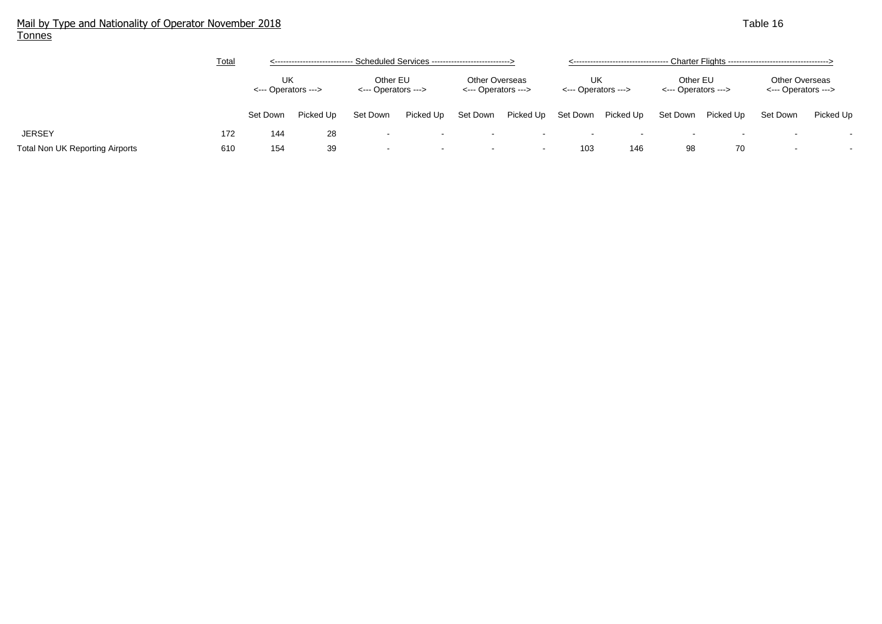Mail by Type and Nationality of Operator November 2018

Tonnes

Table 16

| | Total | Scheduled Services | | | | | | Charter Flights | | | | | |
|---|---|---|---|---|---|---|---|---|---|---|---|---|---|
| | | UK Operators | | Other EU Operators | | Other Overseas Operators | | UK Operators | | Other EU Operators | | Other Overseas Operators | |
| | | Set Down | Picked Up | Set Down | Picked Up | Set Down | Picked Up | Set Down | Picked Up | Set Down | Picked Up | Set Down | Picked Up |
| JERSEY | 172 | 144 | 28 | - | - | - | - | - | - | - | - | - | - |
| Total Non UK Reporting Airports | 610 | 154 | 39 | - | - | - | - | 103 | 146 | 98 | 70 | - | - |